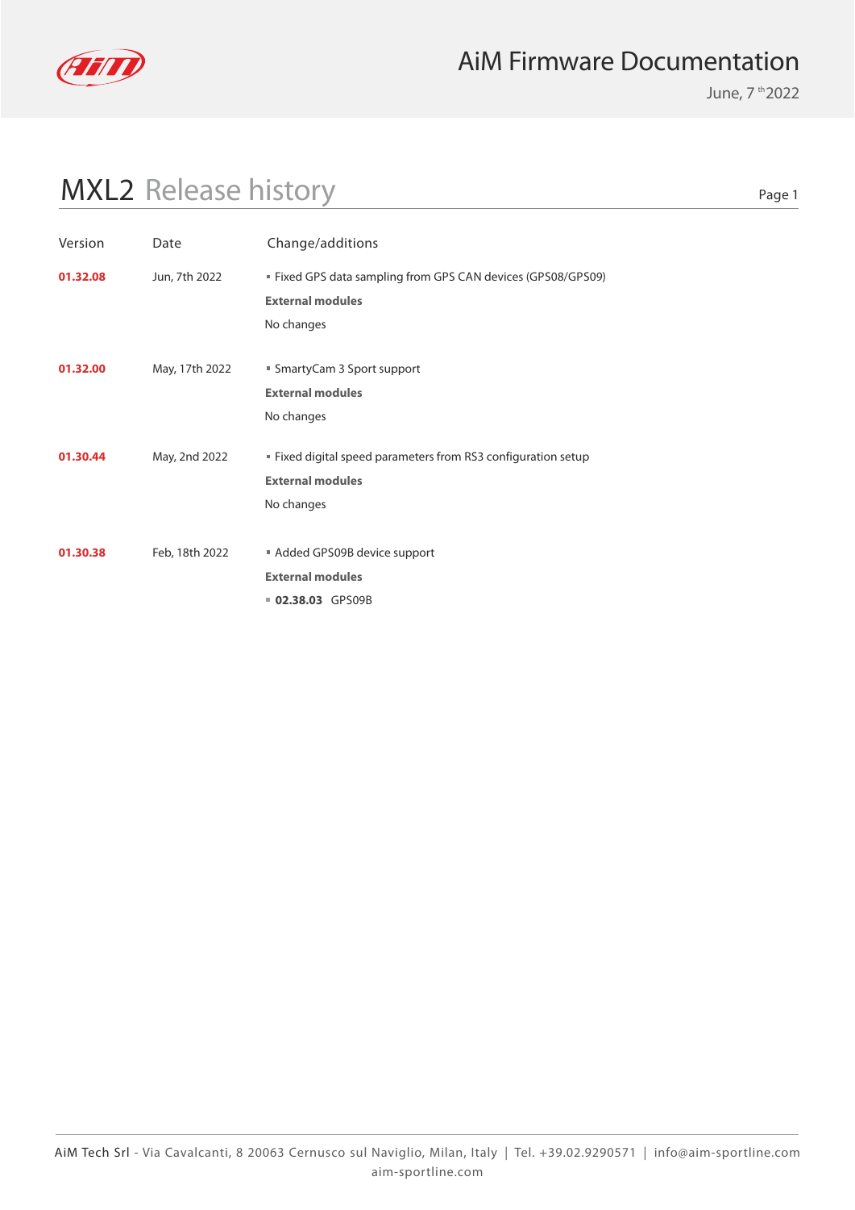# AiM Firmware Documentation

June, 7th 2022

## MXL2 Release history

| Version | Date | Change/additions |
| --- | --- | --- |
| **01.32.08** | Jun, 7th 2022 | ▪ Fixed GPS data sampling from GPS CAN devices (GPS08/GPS09)<br>**External modules**<br>No changes |
| **01.32.00** | May, 17th 2022 | ▪ SmartyCam 3 Sport support<br>**External modules**<br>No changes |
| **01.30.44** | May, 2nd 2022 | ▪ Fixed digital speed parameters from RS3 configuration setup<br>**External modules**<br>No changes |
| **01.30.38** | Feb, 18th 2022 | ▪ Added GPS09B device support<br>**External modules**<br>▪ **02.38.03** GPS09B |

AiM Tech Srl - Via Cavalcanti, 8 20063 Cernusco sul Naviglio, Milan, Italy | Tel. +39.02.9290571 | info@aim-sportline.com
aim-sportline.com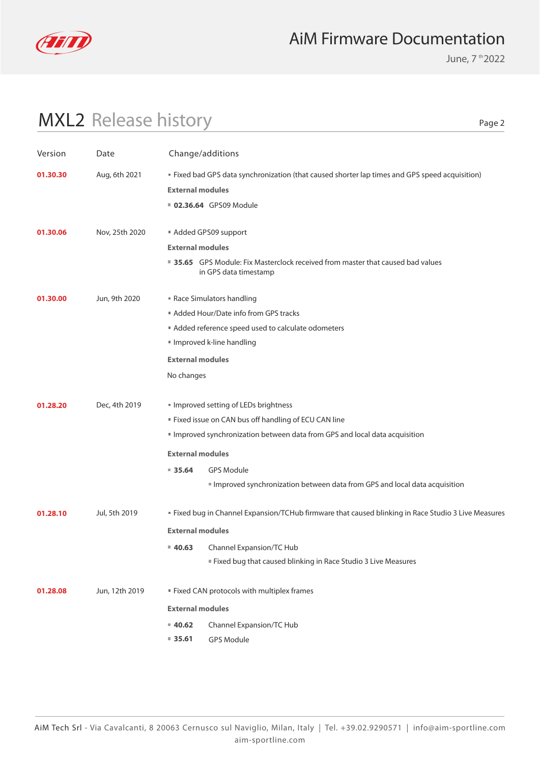# MXL2 Release history

| Version | Date | Change/additions |
|---|---|---|
| **01.30.30** | Aug, 6th 2021 | ▪ Fixed bad GPS data synchronization (that caused shorter lap times and GPS speed acquisition)<br>**External modules**<br>▪ **02.36.64** GPS09 Module |
| **01.30.06** | Nov, 25th 2020 | ▪ Added GPS09 support<br>**External modules**<br>▪ **35.65** GPS Module: Fix Masterclock received from master that caused bad values in GPS data timestamp |
| **01.30.00** | Jun, 9th 2020 | ▪ Race Simulators handling<br>▪ Added Hour/Date info from GPS tracks<br>▪ Added reference speed used to calculate odometers<br>▪ Improved k-line handling<br>**External modules**<br>No changes |
| **01.28.20** | Dec, 4th 2019 | ▪ Improved setting of LEDs brightness<br>▪ Fixed issue on CAN bus off handling of ECU CAN line<br>▪ Improved synchronization between data from GPS and local data acquisition<br>**External modules**<br>▪ **35.64** GPS Module<br>▪ Improved synchronization between data from GPS and local data acquisition |
| **01.28.10** | Jul, 5th 2019 | ▪ Fixed bug in Channel Expansion/TCHub firmware that caused blinking in Race Studio 3 Live Measures<br>**External modules**<br>▪ **40.63** Channel Expansion/TC Hub<br>▪ Fixed bug that caused blinking in Race Studio 3 Live Measures |
| **01.28.08** | Jun, 12th 2019 | ▪ Fixed CAN protocols with multiplex frames<br>**External modules**<br>▪ **40.62** Channel Expansion/TC Hub<br>▪ **35.61** GPS Module |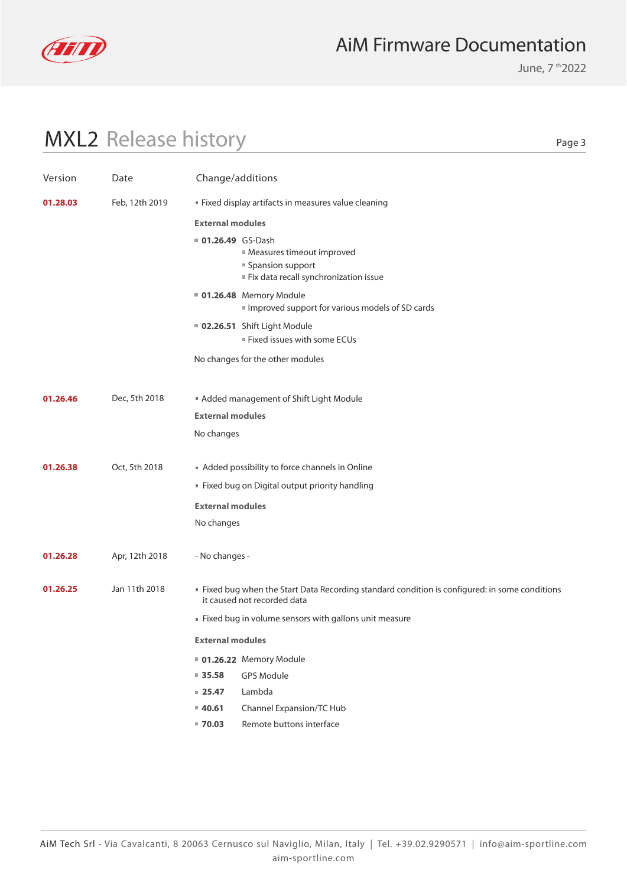# MXL2 Release history

| Version | Date | Change/additions |
| --- | --- | --- |
| **01.28.03** | Feb, 12th 2019 | ▪ Fixed display artifacts in measures value cleaning<br>**External modules**<br>▪ **01.26.49** GS-Dash<br>▪ Measures timeout improved<br>▪ Spansion support<br>▪ Fix data recall synchronization issue<br>▪ **01.26.48** Memory Module<br>▪ Improved support for various models of SD cards<br>▪ **02.26.51** Shift Light Module<br>▪ Fixed issues with some ECUs<br>No changes for the other modules |
| **01.26.46** | Dec, 5th 2018 | ▪ Added management of Shift Light Module<br>**External modules**<br>No changes |
| **01.26.38** | Oct, 5th 2018 | ▪ Added possibility to force channels in Online<br>▪ Fixed bug on Digital output priority handling<br>**External modules**<br>No changes |
| **01.26.28** | Apr, 12th 2018 | - No changes - |
| **01.26.25** | Jan 11th 2018 | ▪ Fixed bug when the Start Data Recording standard condition is configured: in some conditions it caused not recorded data<br>▪ Fixed bug in volume sensors with gallons unit measure<br>**External modules**<br>▪ **01.26.22** Memory Module<br>▪ **35.58** GPS Module<br>▪ **25.47** Lambda<br>▪ **40.61** Channel Expansion/TC Hub<br>▪ **70.03** Remote buttons interface |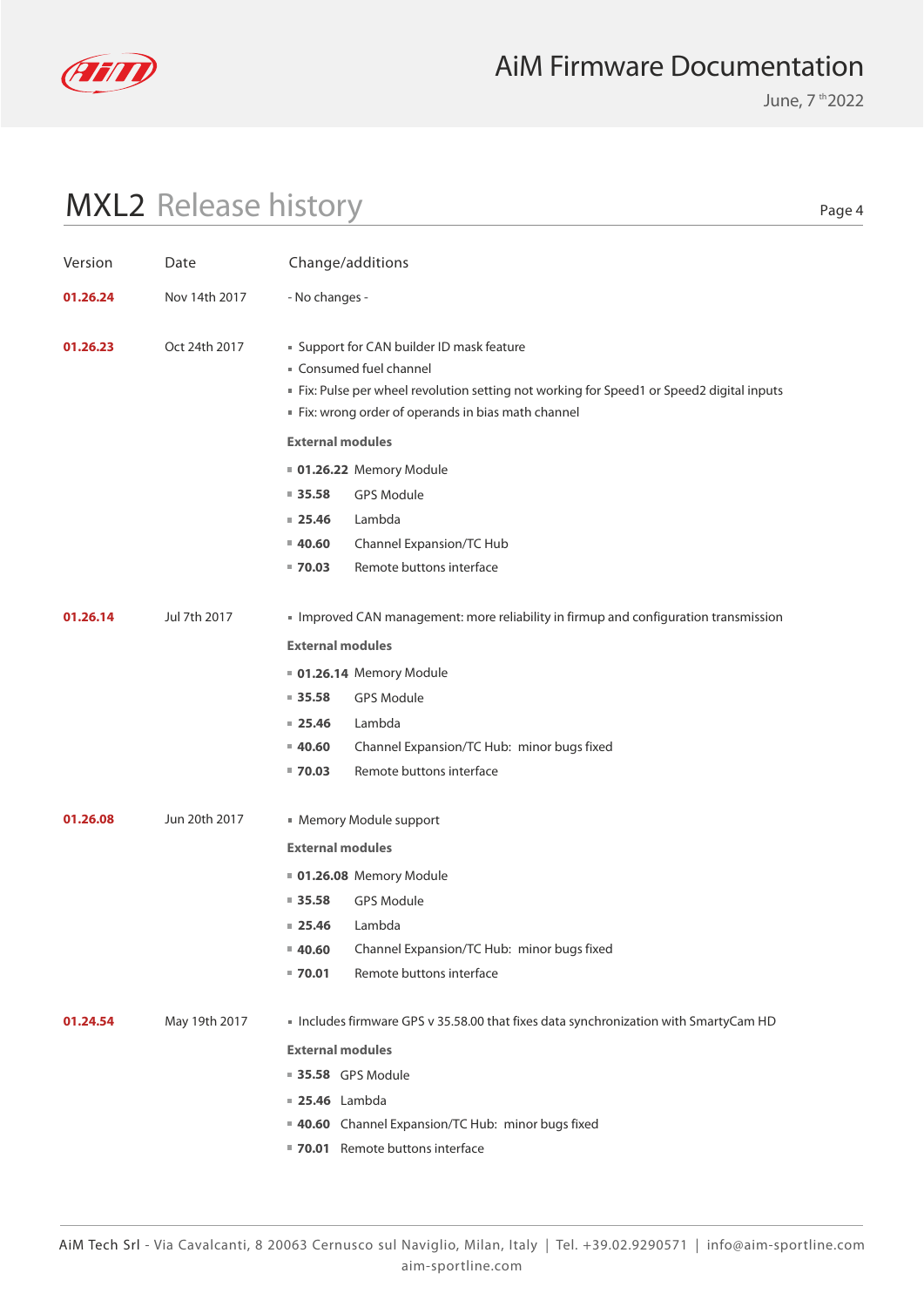## MXL2 Release history

| Version | Date | Change/additions |
|---|---|---|
| **01.26.24** | Nov 14th 2017 | - No changes - |
| **01.26.23** | Oct 24th 2017 | ▪ Support for CAN builder ID mask feature<br>▪ Consumed fuel channel<br>▪ Fix: Pulse per wheel revolution setting not working for Speed1 or Speed2 digital inputs<br>▪ Fix: wrong order of operands in bias math channel<br>**External modules**<br>▪ **01.26.22** Memory Module<br>▪ **35.58** GPS Module<br>▪ **25.46** Lambda<br>▪ **40.60** Channel Expansion/TC Hub<br>▪ **70.03** Remote buttons interface |
| **01.26.14** | Jul 7th 2017 | ▪ Improved CAN management: more reliability in firmup and configuration transmission<br>**External modules**<br>▪ **01.26.14** Memory Module<br>▪ **35.58** GPS Module<br>▪ **25.46** Lambda<br>▪ **40.60** Channel Expansion/TC Hub: minor bugs fixed<br>▪ **70.03** Remote buttons interface |
| **01.26.08** | Jun 20th 2017 | ▪ Memory Module support<br>**External modules**<br>▪ **01.26.08** Memory Module<br>▪ **35.58** GPS Module<br>▪ **25.46** Lambda<br>▪ **40.60** Channel Expansion/TC Hub: minor bugs fixed<br>▪ **70.01** Remote buttons interface |
| **01.24.54** | May 19th 2017 | ▪ Includes firmware GPS v 35.58.00 that fixes data synchronization with SmartyCam HD<br>**External modules**<br>▪ **35.58** GPS Module<br>▪ **25.46** Lambda<br>▪ **40.60** Channel Expansion/TC Hub: minor bugs fixed<br>▪ **70.01** Remote buttons interface |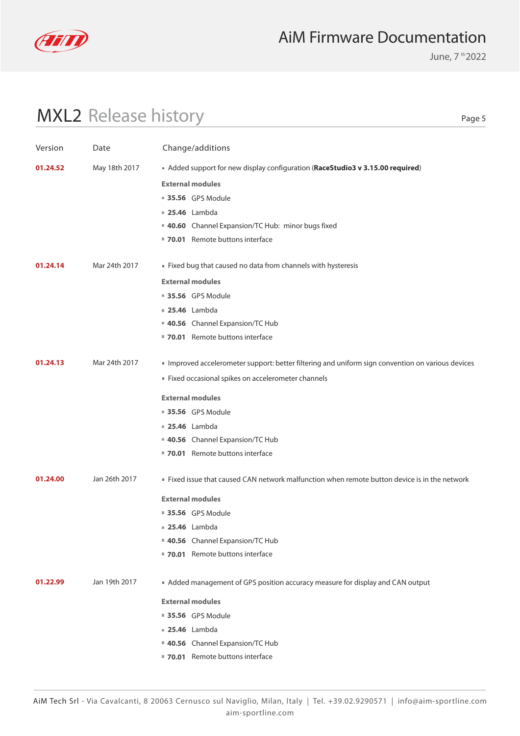# MXL2 Release history

| Version | Date | Change/additions |
|---|---|---|
| **01.24.52** | May 18th 2017 | ▪ Added support for new display configuration (**RaceStudio3 v 3.15.00 required**)<br>**External modules**<br>▪ **35.56** GPS Module<br>▪ **25.46** Lambda<br>▪ **40.60** Channel Expansion/TC Hub: minor bugs fixed<br>▪ **70.01** Remote buttons interface |
| **01.24.14** | Mar 24th 2017 | ▪ Fixed bug that caused no data from channels with hysteresis<br>**External modules**<br>▪ **35.56** GPS Module<br>▪ **25.46** Lambda<br>▪ **40.56** Channel Expansion/TC Hub<br>▪ **70.01** Remote buttons interface |
| **01.24.13** | Mar 24th 2017 | ▪ Improved accelerometer support: better filtering and uniform sign convention on various devices<br>▪ Fixed occasional spikes on accelerometer channels<br>**External modules**<br>▪ **35.56** GPS Module<br>▪ **25.46** Lambda<br>▪ **40.56** Channel Expansion/TC Hub<br>▪ **70.01** Remote buttons interface |
| **01.24.00** | Jan 26th 2017 | ▪ Fixed issue that caused CAN network malfunction when remote button device is in the network<br>**External modules**<br>▪ **35.56** GPS Module<br>▪ **25.46** Lambda<br>▪ **40.56** Channel Expansion/TC Hub<br>▪ **70.01** Remote buttons interface |
| **01.22.99** | Jan 19th 2017 | ▪ Added management of GPS position accuracy measure for display and CAN output<br>**External modules**<br>▪ **35.56** GPS Module<br>▪ **25.46** Lambda<br>▪ **40.56** Channel Expansion/TC Hub<br>▪ **70.01** Remote buttons interface |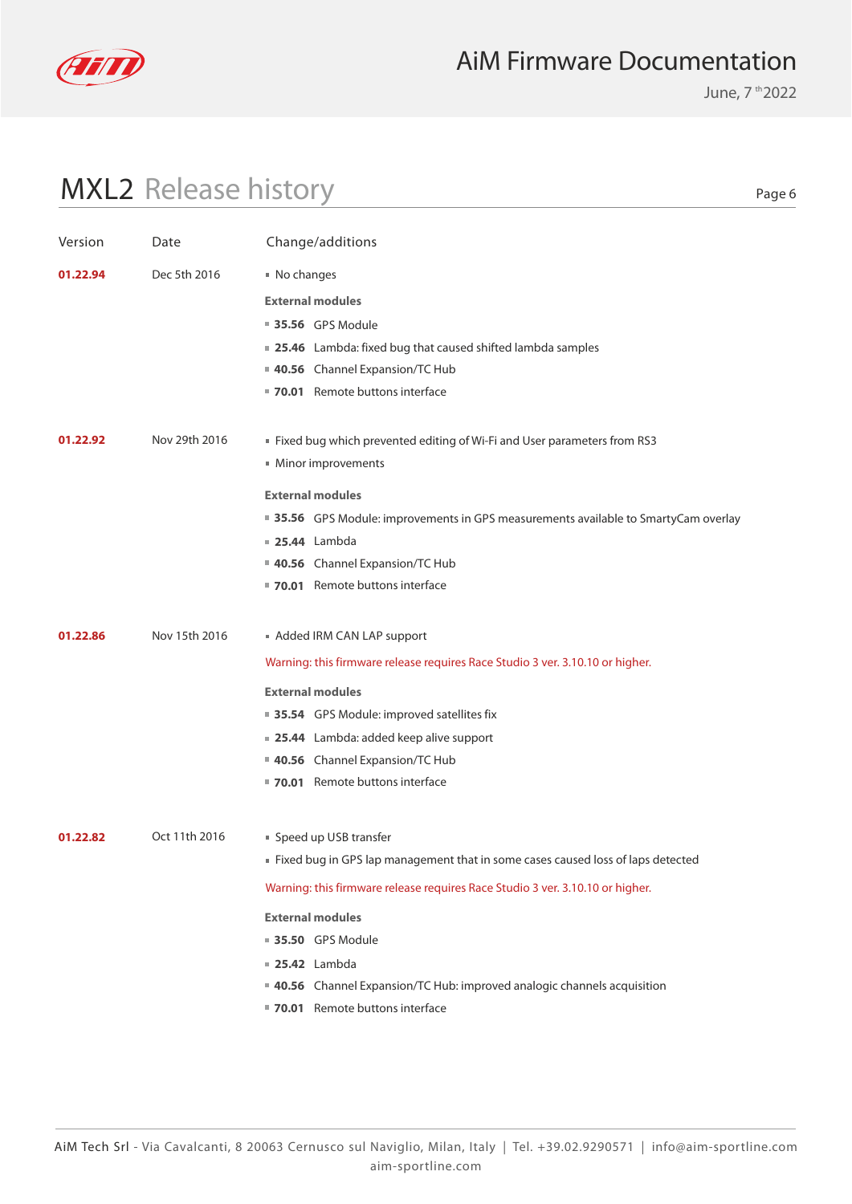## MXL2 Release history

| Version | Date | Change/additions |
|---|---|---|
| **01.22.94** | Dec 5th 2016 | ▪ No changes<br><br>**External modules**<br>▪ **35.56** GPS Module<br>▪ **25.46** Lambda: fixed bug that caused shifted lambda samples<br>▪ **40.56** Channel Expansion/TC Hub<br>▪ **70.01** Remote buttons interface |
| **01.22.92** | Nov 29th 2016 | ▪ Fixed bug which prevented editing of Wi-Fi and User parameters from RS3<br>▪ Minor improvements<br><br>**External modules**<br>▪ **35.56** GPS Module: improvements in GPS measurements available to SmartyCam overlay<br>▪ **25.44** Lambda<br>▪ **40.56** Channel Expansion/TC Hub<br>▪ **70.01** Remote buttons interface |
| **01.22.86** | Nov 15th 2016 | ▪ Added IRM CAN LAP support<br><br>Warning: this firmware release requires Race Studio 3 ver. 3.10.10 or higher.<br><br>**External modules**<br>▪ **35.54** GPS Module: improved satellites fix<br>▪ **25.44** Lambda: added keep alive support<br>▪ **40.56** Channel Expansion/TC Hub<br>▪ **70.01** Remote buttons interface |
| **01.22.82** | Oct 11th 2016 | ▪ Speed up USB transfer<br>▪ Fixed bug in GPS lap management that in some cases caused loss of laps detected<br><br>Warning: this firmware release requires Race Studio 3 ver. 3.10.10 or higher.<br><br>**External modules**<br>▪ **35.50** GPS Module<br>▪ **25.42** Lambda<br>▪ **40.56** Channel Expansion/TC Hub: improved analogic channels acquisition<br>▪ **70.01** Remote buttons interface |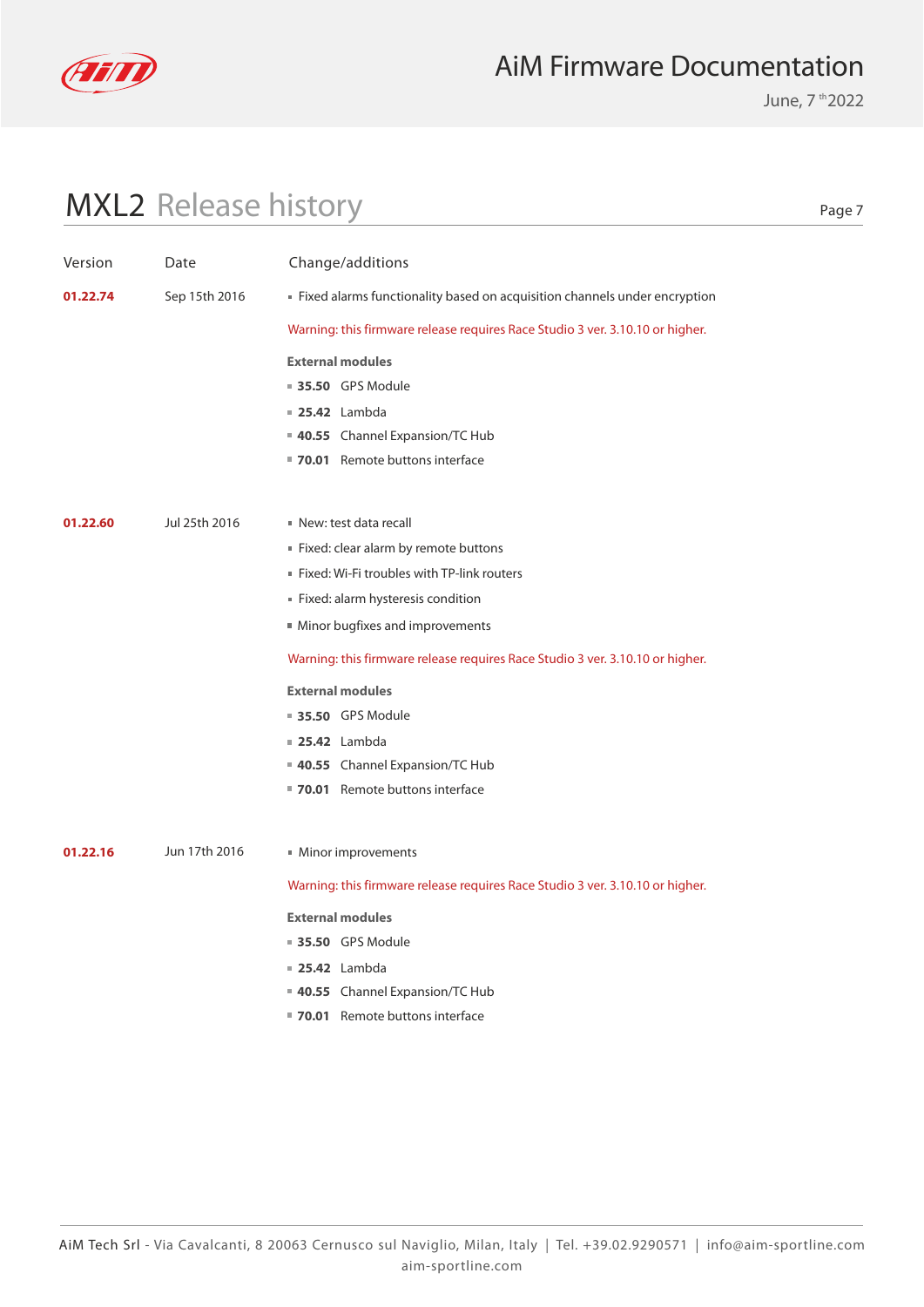# MXL2 Release history

| Version | Date | Change/additions |
|---|---|---|
| **01.22.74** | Sep 15th 2016 | ▪ Fixed alarms functionality based on acquisition channels under encryption<br><br>Warning: this firmware release requires Race Studio 3 ver. 3.10.10 or higher.<br><br>**External modules**<br>▪ **35.50** GPS Module<br>▪ **25.42** Lambda<br>▪ **40.55** Channel Expansion/TC Hub<br>▪ **70.01** Remote buttons interface |
| **01.22.60** | Jul 25th 2016 | ▪ New: test data recall<br>▪ Fixed: clear alarm by remote buttons<br>▪ Fixed: Wi-Fi troubles with TP-link routers<br>▪ Fixed: alarm hysteresis condition<br>▪ Minor bugfixes and improvements<br><br>Warning: this firmware release requires Race Studio 3 ver. 3.10.10 or higher.<br><br>**External modules**<br>▪ **35.50** GPS Module<br>▪ **25.42** Lambda<br>▪ **40.55** Channel Expansion/TC Hub<br>▪ **70.01** Remote buttons interface |
| **01.22.16** | Jun 17th 2016 | ▪ Minor improvements<br><br>Warning: this firmware release requires Race Studio 3 ver. 3.10.10 or higher.<br><br>**External modules**<br>▪ **35.50** GPS Module<br>▪ **25.42** Lambda<br>▪ **40.55** Channel Expansion/TC Hub<br>▪ **70.01** Remote buttons interface |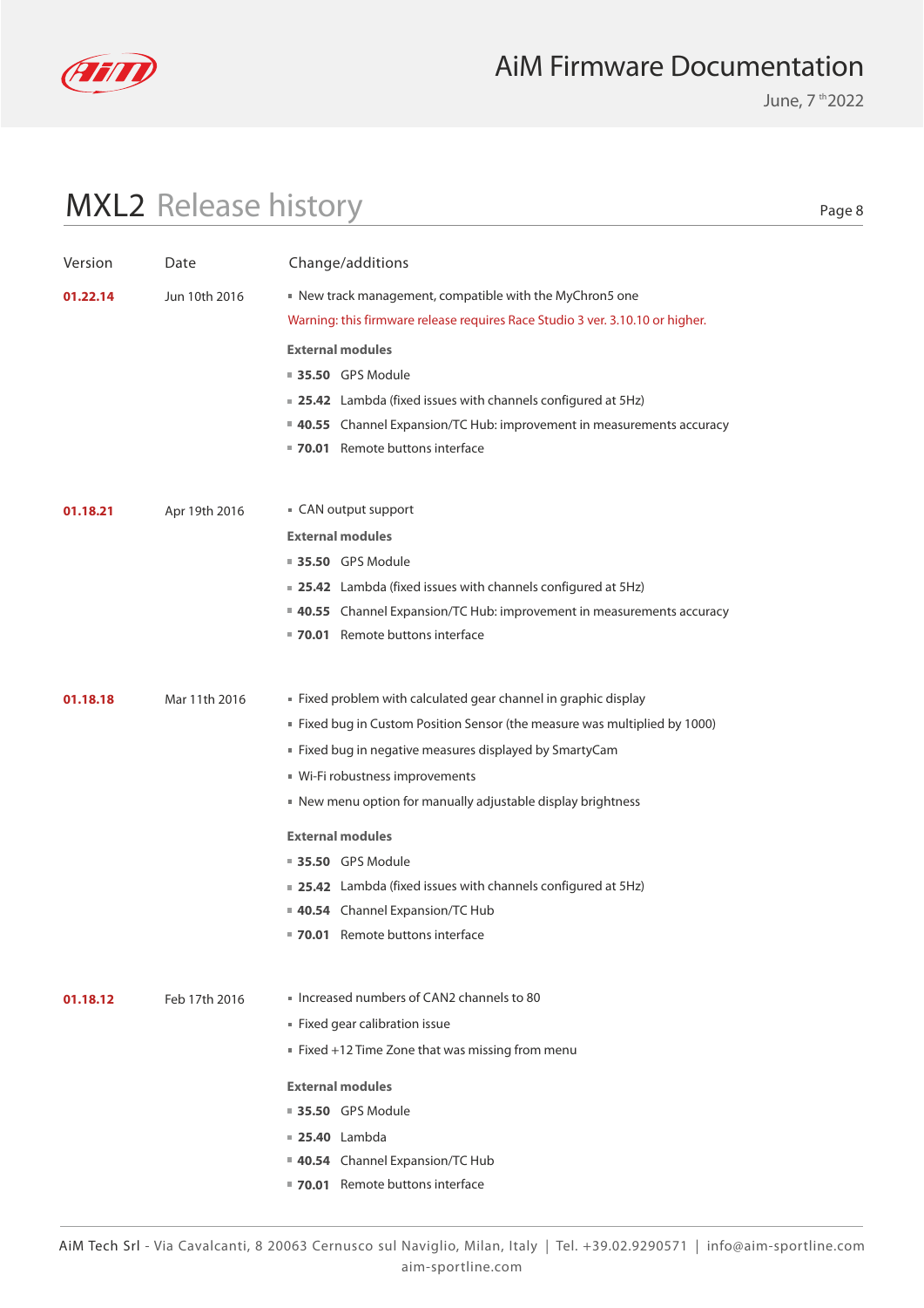# MXL2 Release history

| Version | Date | Change/additions |
|---|---|---|
| **01.22.14** | Jun 10th 2016 | ▪ New track management, compatible with the MyChron5 one<br>Warning: this firmware release requires Race Studio 3 ver. 3.10.10 or higher.<br>**External modules**<br>▪ **35.50** GPS Module<br>▪ **25.42** Lambda (fixed issues with channels configured at 5Hz)<br>▪ **40.55** Channel Expansion/TC Hub: improvement in measurements accuracy<br>▪ **70.01** Remote buttons interface |
| **01.18.21** | Apr 19th 2016 | ▪ CAN output support<br>**External modules**<br>▪ **35.50** GPS Module<br>▪ **25.42** Lambda (fixed issues with channels configured at 5Hz)<br>▪ **40.55** Channel Expansion/TC Hub: improvement in measurements accuracy<br>▪ **70.01** Remote buttons interface |
| **01.18.18** | Mar 11th 2016 | ▪ Fixed problem with calculated gear channel in graphic display<br>▪ Fixed bug in Custom Position Sensor (the measure was multiplied by 1000)<br>▪ Fixed bug in negative measures displayed by SmartyCam<br>▪ Wi-Fi robustness improvements<br>▪ New menu option for manually adjustable display brightness<br>**External modules**<br>▪ **35.50** GPS Module<br>▪ **25.42** Lambda (fixed issues with channels configured at 5Hz)<br>▪ **40.54** Channel Expansion/TC Hub<br>▪ **70.01** Remote buttons interface |
| **01.18.12** | Feb 17th 2016 | ▪ Increased numbers of CAN2 channels to 80<br>▪ Fixed gear calibration issue<br>▪ Fixed +12 Time Zone that was missing from menu<br>**External modules**<br>▪ **35.50** GPS Module<br>▪ **25.40** Lambda<br>▪ **40.54** Channel Expansion/TC Hub<br>▪ **70.01** Remote buttons interface |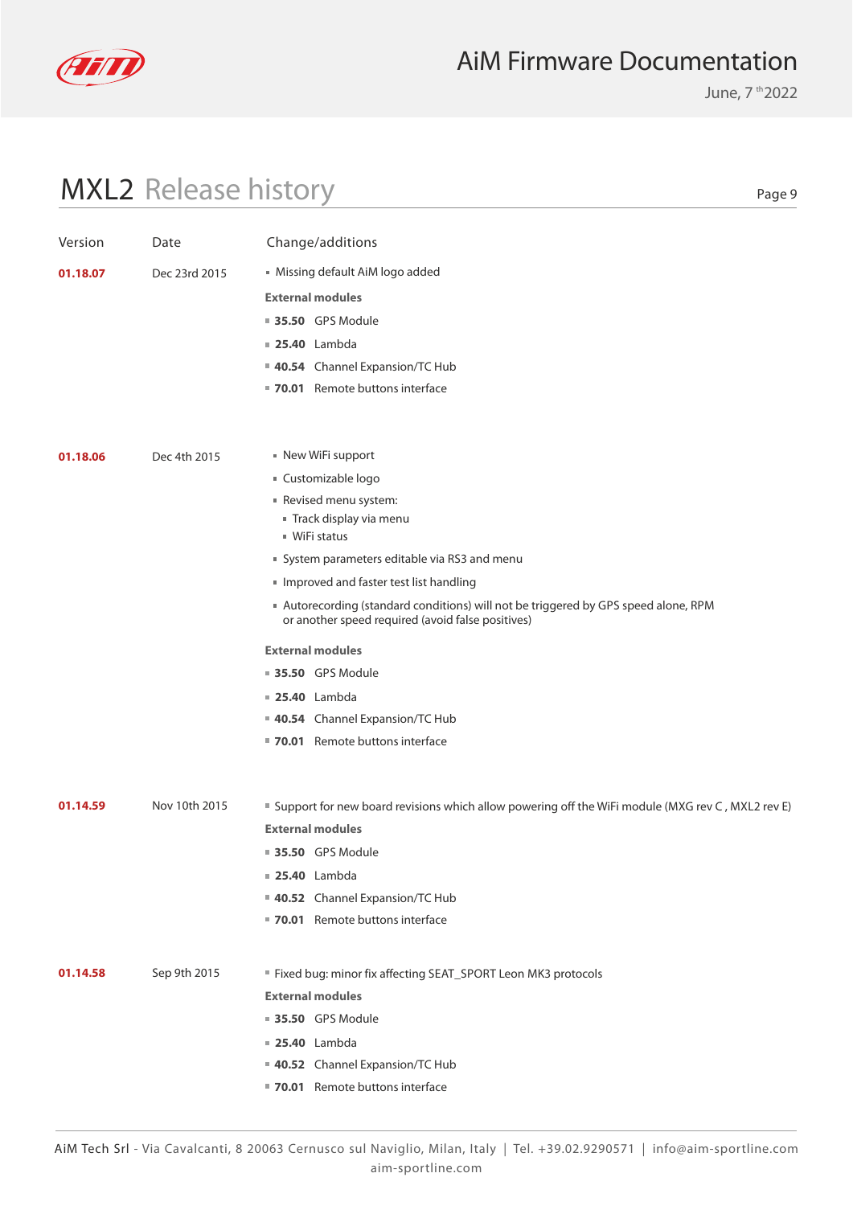# MXL2 Release history

| Version | Date | Change/additions |
|---|---|---|
| **01.18.07** | Dec 23rd 2015 | ▪ Missing default AiM logo added<br>**External modules**<br>▪ **35.50** GPS Module<br>▪ **25.40** Lambda<br>▪ **40.54** Channel Expansion/TC Hub<br>▪ **70.01** Remote buttons interface |
| **01.18.06** | Dec 4th 2015 | ▪ New WiFi support<br>▪ Customizable logo<br>▪ Revised menu system:<br>&nbsp;&nbsp;▪ Track display via menu<br>&nbsp;&nbsp;▪ WiFi status<br>▪ System parameters editable via RS3 and menu<br>▪ Improved and faster test list handling<br>▪ Autorecording (standard conditions) will not be triggered by GPS speed alone, RPM or another speed required (avoid false positives)<br>**External modules**<br>▪ **35.50** GPS Module<br>▪ **25.40** Lambda<br>▪ **40.54** Channel Expansion/TC Hub<br>▪ **70.01** Remote buttons interface |
| **01.14.59** | Nov 10th 2015 | ▪ Support for new board revisions which allow powering off the WiFi module (MXG rev C , MXL2 rev E)<br>**External modules**<br>▪ **35.50** GPS Module<br>▪ **25.40** Lambda<br>▪ **40.52** Channel Expansion/TC Hub<br>▪ **70.01** Remote buttons interface |
| **01.14.58** | Sep 9th 2015 | ▪ Fixed bug: minor fix affecting SEAT_SPORT Leon MK3 protocols<br>**External modules**<br>▪ **35.50** GPS Module<br>▪ **25.40** Lambda<br>▪ **40.52** Channel Expansion/TC Hub<br>▪ **70.01** Remote buttons interface |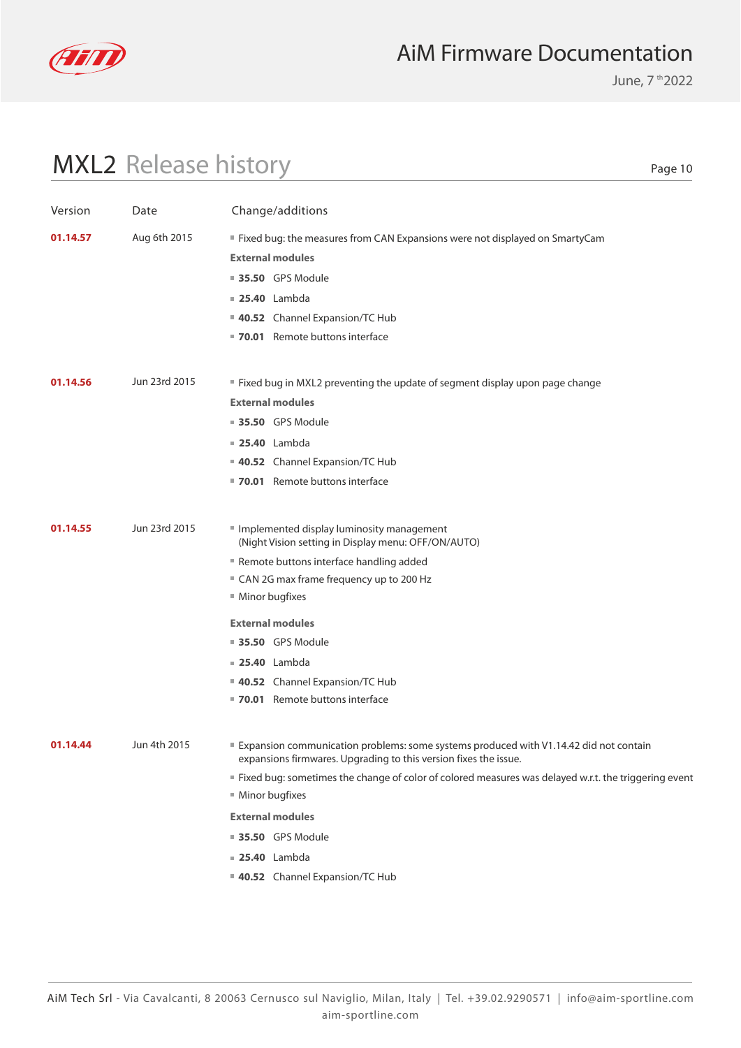# MXL2 Release history

| Version | Date | Change/additions |
|---|---|---|
| **01.14.57** | Aug 6th 2015 | ▪ Fixed bug: the measures from CAN Expansions were not displayed on SmartyCam<br>**External modules**<br>▪ **35.50** GPS Module<br>▪ **25.40** Lambda<br>▪ **40.52** Channel Expansion/TC Hub<br>▪ **70.01** Remote buttons interface |
| **01.14.56** | Jun 23rd 2015 | ▪ Fixed bug in MXL2 preventing the update of segment display upon page change<br>**External modules**<br>▪ **35.50** GPS Module<br>▪ **25.40** Lambda<br>▪ **40.52** Channel Expansion/TC Hub<br>▪ **70.01** Remote buttons interface |
| **01.14.55** | Jun 23rd 2015 | ▪ Implemented display luminosity management (Night Vision setting in Display menu: OFF/ON/AUTO)<br>▪ Remote buttons interface handling added<br>▪ CAN 2G max frame frequency up to 200 Hz<br>▪ Minor bugfixes<br>**External modules**<br>▪ **35.50** GPS Module<br>▪ **25.40** Lambda<br>▪ **40.52** Channel Expansion/TC Hub<br>▪ **70.01** Remote buttons interface |
| **01.14.44** | Jun 4th 2015 | ▪ Expansion communication problems: some systems produced with V1.14.42 did not contain expansions firmwares. Upgrading to this version fixes the issue.<br>▪ Fixed bug: sometimes the change of color of colored measures was delayed w.r.t. the triggering event<br>▪ Minor bugfixes<br>**External modules**<br>▪ **35.50** GPS Module<br>▪ **25.40** Lambda<br>▪ **40.52** Channel Expansion/TC Hub |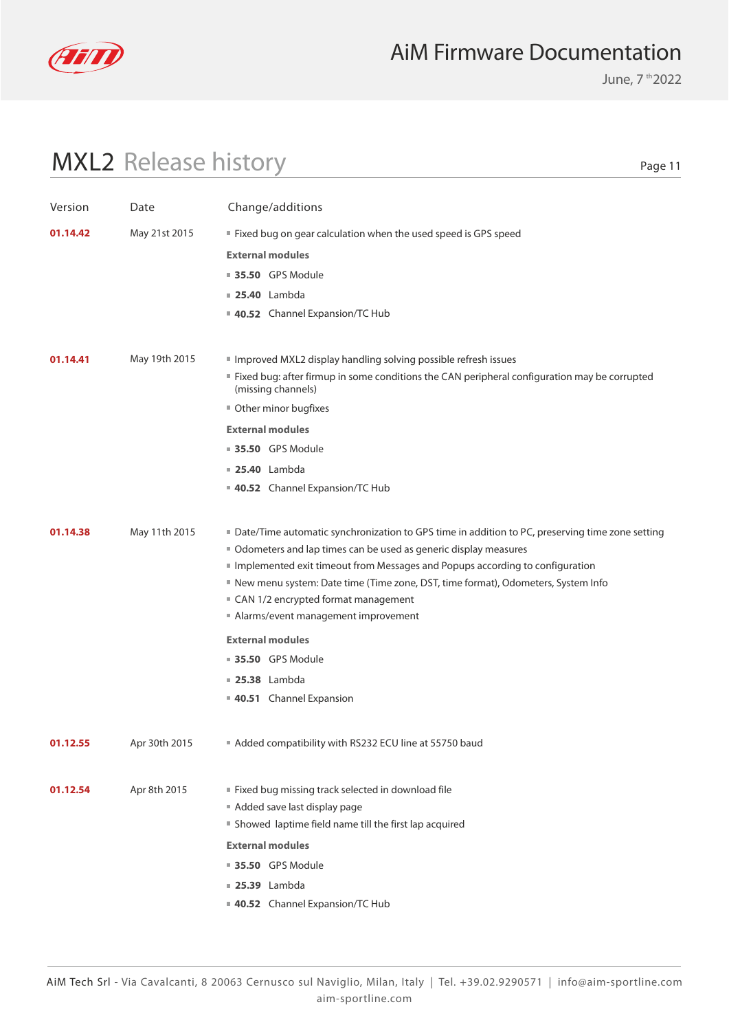## MXL2 Release history

| Version | Date | Change/additions |
|---|---|---|
| **01.14.42** | May 21st 2015 | ▪ Fixed bug on gear calculation when the used speed is GPS speed<br>**External modules**<br>▪ **35.50** GPS Module<br>▪ **25.40** Lambda<br>▪ **40.52** Channel Expansion/TC Hub |
| **01.14.41** | May 19th 2015 | ▪ Improved MXL2 display handling solving possible refresh issues<br>▪ Fixed bug: after firmup in some conditions the CAN peripheral configuration may be corrupted (missing channels)<br>▪ Other minor bugfixes<br>**External modules**<br>▪ **35.50** GPS Module<br>▪ **25.40** Lambda<br>▪ **40.52** Channel Expansion/TC Hub |
| **01.14.38** | May 11th 2015 | ▪ Date/Time automatic synchronization to GPS time in addition to PC, preserving time zone setting<br>▪ Odometers and lap times can be used as generic display measures<br>▪ Implemented exit timeout from Messages and Popups according to configuration<br>▪ New menu system: Date time (Time zone, DST, time format), Odometers, System Info<br>▪ CAN 1/2 encrypted format management<br>▪ Alarms/event management improvement<br>**External modules**<br>▪ **35.50** GPS Module<br>▪ **25.38** Lambda<br>▪ **40.51** Channel Expansion |
| **01.12.55** | Apr 30th 2015 | ▪ Added compatibility with RS232 ECU line at 55750 baud |
| **01.12.54** | Apr 8th 2015 | ▪ Fixed bug missing track selected in download file<br>▪ Added save last display page<br>▪ Showed laptime field name till the first lap acquired<br>**External modules**<br>▪ **35.50** GPS Module<br>▪ **25.39** Lambda<br>▪ **40.52** Channel Expansion/TC Hub |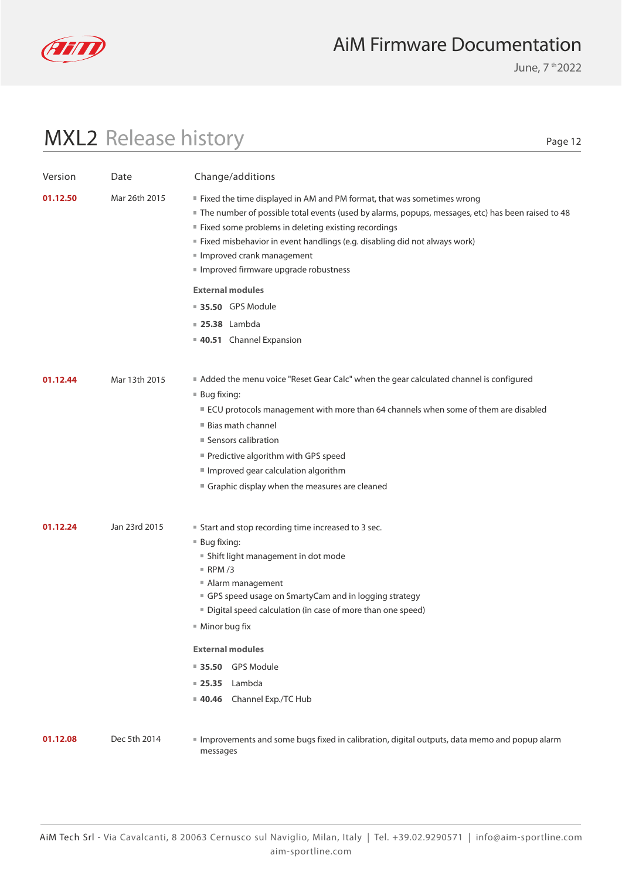# MXL2 Release history

| Version | Date | Change/additions |
|---|---|---|
| **01.12.50** | Mar 26th 2015 | ■ Fixed the time displayed in AM and PM format, that was sometimes wrong<br>■ The number of possible total events (used by alarms, popups, messages, etc) has been raised to 48<br>■ Fixed some problems in deleting existing recordings<br>■ Fixed misbehavior in event handlings (e.g. disabling did not always work)<br>■ Improved crank management<br>■ Improved firmware upgrade robustness<br>**External modules**<br>■ **35.50** GPS Module<br>■ **25.38** Lambda<br>■ **40.51** Channel Expansion |
| **01.12.44** | Mar 13th 2015 | ■ Added the menu voice "Reset Gear Calc" when the gear calculated channel is configured<br>■ Bug fixing:<br>  ■ ECU protocols management with more than 64 channels when some of them are disabled<br>  ■ Bias math channel<br>  ■ Sensors calibration<br>  ■ Predictive algorithm with GPS speed<br>  ■ Improved gear calculation algorithm<br>  ■ Graphic display when the measures are cleaned |
| **01.12.24** | Jan 23rd 2015 | ■ Start and stop recording time increased to 3 sec.<br>■ Bug fixing:<br>  ■ Shift light management in dot mode<br>  ■ RPM /3<br>  ■ Alarm management<br>  ■ GPS speed usage on SmartyCam and in logging strategy<br>  ■ Digital speed calculation (in case of more than one speed)<br>■ Minor bug fix<br>**External modules**<br>■ **35.50** GPS Module<br>■ **25.35** Lambda<br>■ **40.46** Channel Exp./TC Hub |
| **01.12.08** | Dec 5th 2014 | ■ Improvements and some bugs fixed in calibration, digital outputs, data memo and popup alarm messages |

AiM Tech Srl - Via Cavalcanti, 8 20063 Cernusco sul Naviglio, Milan, Italy | Tel. +39.02.9290571 | info@aim-sportline.com
aim-sportline.com